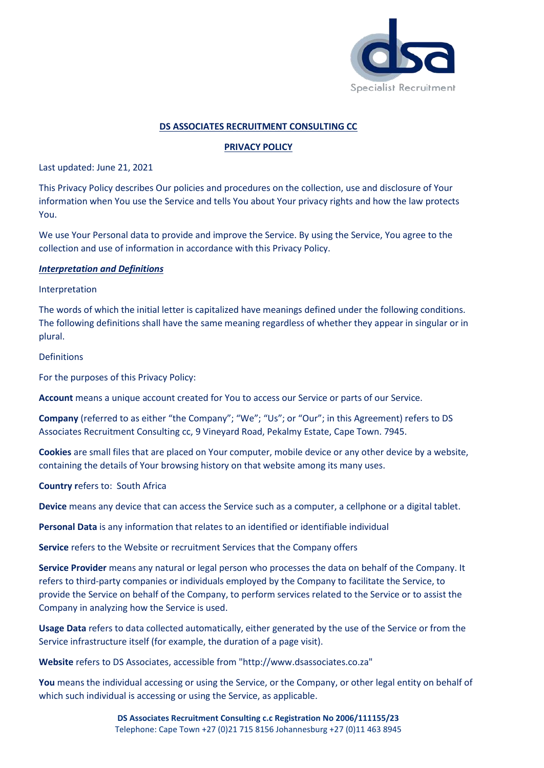# DS ASSOCIATES RECRUITMENT CONSULTING CC

## PRIVACY POLICY

Last updated: June 21, 2021

This Privacy Policy describes Our policies and procedures on the collection, use and disclosure of Your information when You use the Service and tells You about Your privacy rights and how the law protects You.

We use Your Personal data to provide and improve the Service. By using the Service, You agree to the collection and use of information in accordance with this Privacy Policy.

### ***Interpretation and Definitions***

Interpretation

The words of which the initial letter is capitalized have meanings defined under the following conditions. The following definitions shall have the same meaning regardless of whether they appear in singular or in plural.

Definitions

For the purposes of this Privacy Policy:

**Account** means a unique account created for You to access our Service or parts of our Service.

**Company** (referred to as either "the Company"; "We"; "Us"; or "Our"; in this Agreement) refers to DS Associates Recruitment Consulting cc, 9 Vineyard Road, Pekalmy Estate, Cape Town. 7945.

**Cookies** are small files that are placed on Your computer, mobile device or any other device by a website, containing the details of Your browsing history on that website among its many uses.

**Country r**efers to: South Africa

**Device** means any device that can access the Service such as a computer, a cellphone or a digital tablet.

**Personal Data** is any information that relates to an identified or identifiable individual

**Service** refers to the Website or recruitment Services that the Company offers

**Service Provider** means any natural or legal person who processes the data on behalf of the Company. It refers to third-party companies or individuals employed by the Company to facilitate the Service, to provide the Service on behalf of the Company, to perform services related to the Service or to assist the Company in analyzing how the Service is used.

**Usage Data** refers to data collected automatically, either generated by the use of the Service or from the Service infrastructure itself (for example, the duration of a page visit).

**Website** refers to DS Associates, accessible from "http://www.dsassociates.co.za"

**You** means the individual accessing or using the Service, or the Company, or other legal entity on behalf of which such individual is accessing or using the Service, as applicable.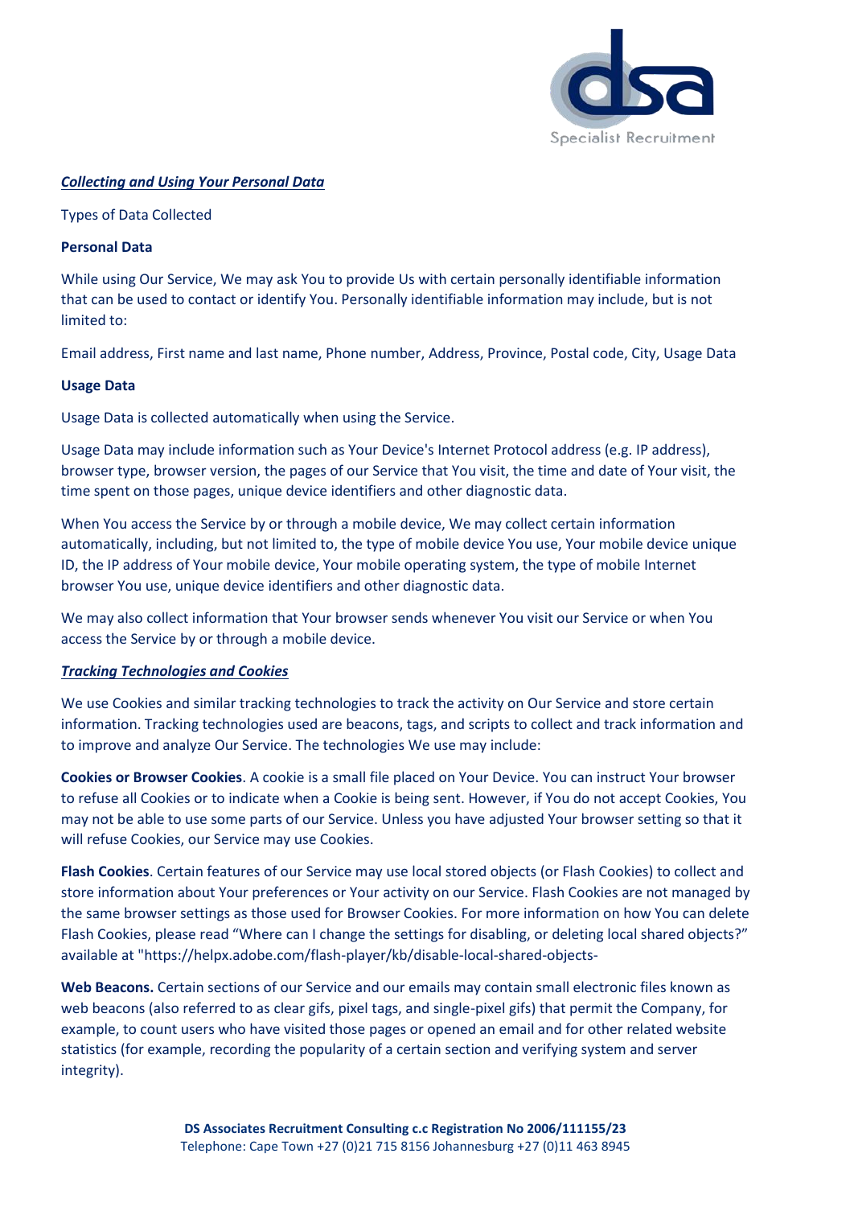***Collecting and Using Your Personal Data***

Types of Data Collected

**Personal Data**

While using Our Service, We may ask You to provide Us with certain personally identifiable information that can be used to contact or identify You. Personally identifiable information may include, but is not limited to:

Email address, First name and last name, Phone number, Address, Province, Postal code, City, Usage Data

**Usage Data**

Usage Data is collected automatically when using the Service.

Usage Data may include information such as Your Device's Internet Protocol address (e.g. IP address), browser type, browser version, the pages of our Service that You visit, the time and date of Your visit, the time spent on those pages, unique device identifiers and other diagnostic data.

When You access the Service by or through a mobile device, We may collect certain information automatically, including, but not limited to, the type of mobile device You use, Your mobile device unique ID, the IP address of Your mobile device, Your mobile operating system, the type of mobile Internet browser You use, unique device identifiers and other diagnostic data.

We may also collect information that Your browser sends whenever You visit our Service or when You access the Service by or through a mobile device.

***Tracking Technologies and Cookies***

We use Cookies and similar tracking technologies to track the activity on Our Service and store certain information. Tracking technologies used are beacons, tags, and scripts to collect and track information and to improve and analyze Our Service. The technologies We use may include:

**Cookies or Browser Cookies**. A cookie is a small file placed on Your Device. You can instruct Your browser to refuse all Cookies or to indicate when a Cookie is being sent. However, if You do not accept Cookies, You may not be able to use some parts of our Service. Unless you have adjusted Your browser setting so that it will refuse Cookies, our Service may use Cookies.

**Flash Cookies**. Certain features of our Service may use local stored objects (or Flash Cookies) to collect and store information about Your preferences or Your activity on our Service. Flash Cookies are not managed by the same browser settings as those used for Browser Cookies. For more information on how You can delete Flash Cookies, please read "Where can I change the settings for disabling, or deleting local shared objects?" available at "https://helpx.adobe.com/flash-player/kb/disable-local-shared-objects-

**Web Beacons.** Certain sections of our Service and our emails may contain small electronic files known as web beacons (also referred to as clear gifs, pixel tags, and single-pixel gifs) that permit the Company, for example, to count users who have visited those pages or opened an email and for other related website statistics (for example, recording the popularity of a certain section and verifying system and server integrity).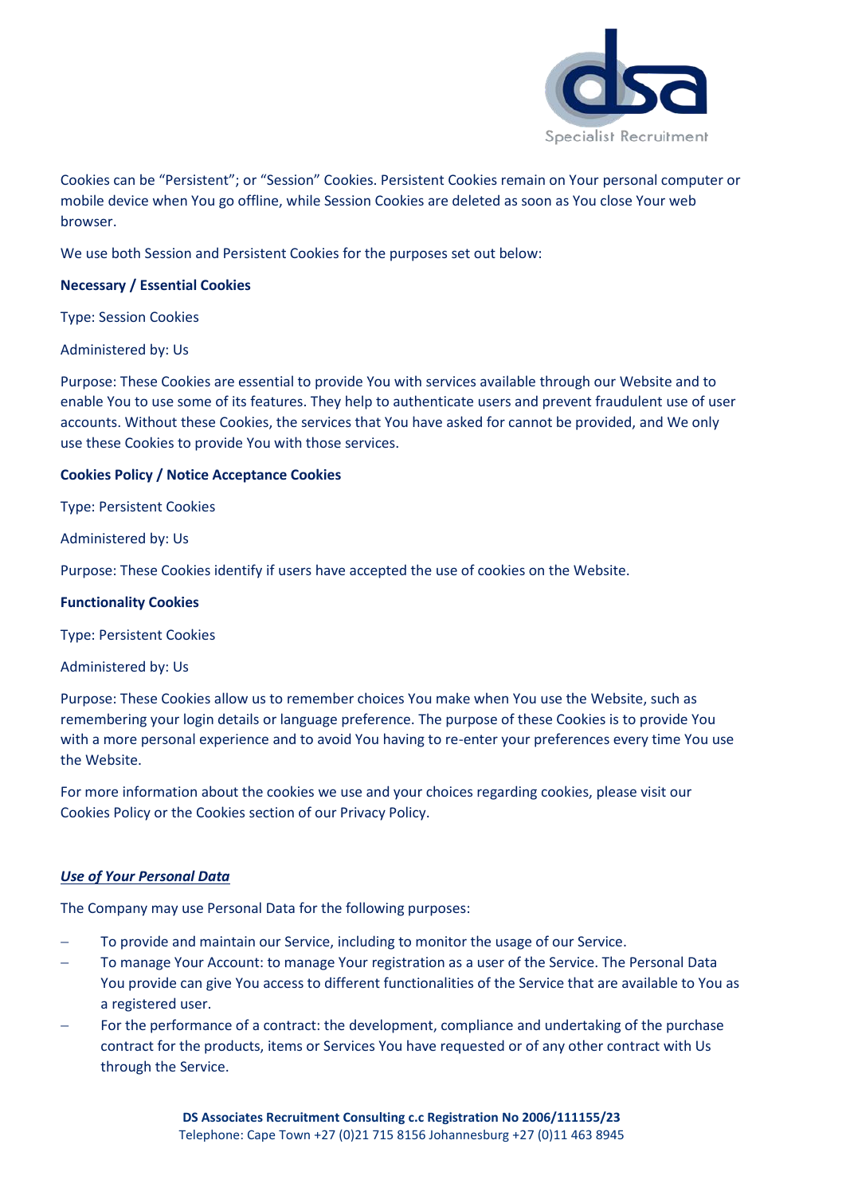Cookies can be "Persistent"; or "Session" Cookies. Persistent Cookies remain on Your personal computer or mobile device when You go offline, while Session Cookies are deleted as soon as You close Your web browser.

We use both Session and Persistent Cookies for the purposes set out below:

**Necessary / Essential Cookies**

Type: Session Cookies

Administered by: Us

Purpose: These Cookies are essential to provide You with services available through our Website and to enable You to use some of its features. They help to authenticate users and prevent fraudulent use of user accounts. Without these Cookies, the services that You have asked for cannot be provided, and We only use these Cookies to provide You with those services.

**Cookies Policy / Notice Acceptance Cookies**

Type: Persistent Cookies

Administered by: Us

Purpose: These Cookies identify if users have accepted the use of cookies on the Website.

**Functionality Cookies**

Type: Persistent Cookies

Administered by: Us

Purpose: These Cookies allow us to remember choices You make when You use the Website, such as remembering your login details or language preference. The purpose of these Cookies is to provide You with a more personal experience and to avoid You having to re-enter your preferences every time You use the Website.

For more information about the cookies we use and your choices regarding cookies, please visit our Cookies Policy or the Cookies section of our Privacy Policy.

***Use of Your Personal Data***

The Company may use Personal Data for the following purposes:

- To provide and maintain our Service, including to monitor the usage of our Service.
- To manage Your Account: to manage Your registration as a user of the Service. The Personal Data You provide can give You access to different functionalities of the Service that are available to You as a registered user.
- For the performance of a contract: the development, compliance and undertaking of the purchase contract for the products, items or Services You have requested or of any other contract with Us through the Service.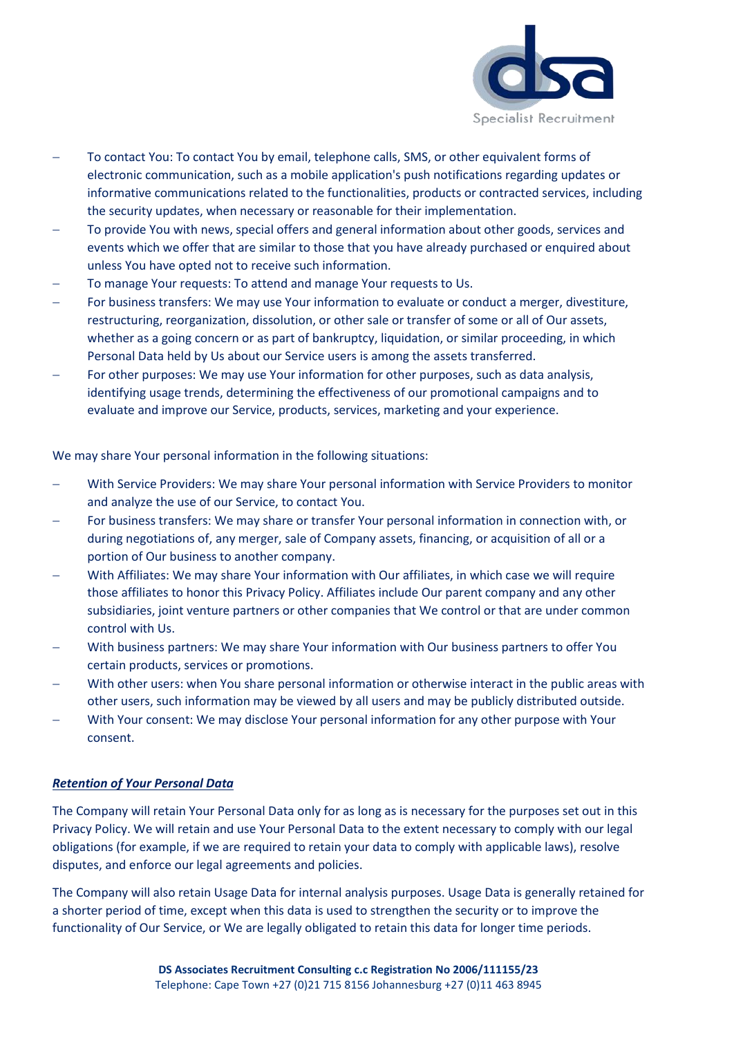- To contact You: To contact You by email, telephone calls, SMS, or other equivalent forms of electronic communication, such as a mobile application's push notifications regarding updates or informative communications related to the functionalities, products or contracted services, including the security updates, when necessary or reasonable for their implementation.
- To provide You with news, special offers and general information about other goods, services and events which we offer that are similar to those that you have already purchased or enquired about unless You have opted not to receive such information.
- To manage Your requests: To attend and manage Your requests to Us.
- For business transfers: We may use Your information to evaluate or conduct a merger, divestiture, restructuring, reorganization, dissolution, or other sale or transfer of some or all of Our assets, whether as a going concern or as part of bankruptcy, liquidation, or similar proceeding, in which Personal Data held by Us about our Service users is among the assets transferred.
- For other purposes: We may use Your information for other purposes, such as data analysis, identifying usage trends, determining the effectiveness of our promotional campaigns and to evaluate and improve our Service, products, services, marketing and your experience.

We may share Your personal information in the following situations:

- With Service Providers: We may share Your personal information with Service Providers to monitor and analyze the use of our Service, to contact You.
- For business transfers: We may share or transfer Your personal information in connection with, or during negotiations of, any merger, sale of Company assets, financing, or acquisition of all or a portion of Our business to another company.
- With Affiliates: We may share Your information with Our affiliates, in which case we will require those affiliates to honor this Privacy Policy. Affiliates include Our parent company and any other subsidiaries, joint venture partners or other companies that We control or that are under common control with Us.
- With business partners: We may share Your information with Our business partners to offer You certain products, services or promotions.
- With other users: when You share personal information or otherwise interact in the public areas with other users, such information may be viewed by all users and may be publicly distributed outside.
- With Your consent: We may disclose Your personal information for any other purpose with Your consent.

***Retention of Your Personal Data***

The Company will retain Your Personal Data only for as long as is necessary for the purposes set out in this Privacy Policy. We will retain and use Your Personal Data to the extent necessary to comply with our legal obligations (for example, if we are required to retain your data to comply with applicable laws), resolve disputes, and enforce our legal agreements and policies.

The Company will also retain Usage Data for internal analysis purposes. Usage Data is generally retained for a shorter period of time, except when this data is used to strengthen the security or to improve the functionality of Our Service, or We are legally obligated to retain this data for longer time periods.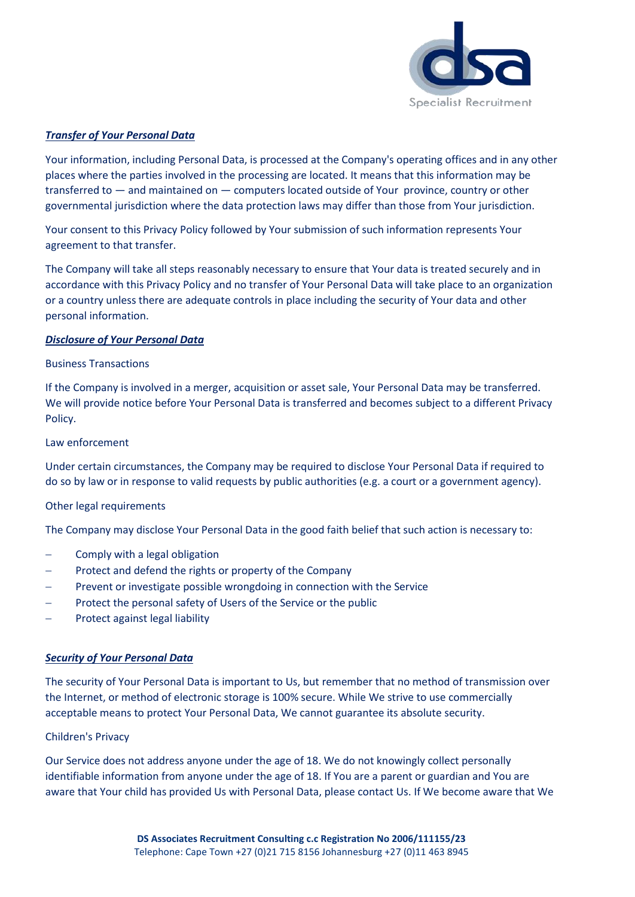***Transfer of Your Personal Data***

Your information, including Personal Data, is processed at the Company's operating offices and in any other places where the parties involved in the processing are located. It means that this information may be transferred to — and maintained on — computers located outside of Your province, country or other governmental jurisdiction where the data protection laws may differ than those from Your jurisdiction.

Your consent to this Privacy Policy followed by Your submission of such information represents Your agreement to that transfer.

The Company will take all steps reasonably necessary to ensure that Your data is treated securely and in accordance with this Privacy Policy and no transfer of Your Personal Data will take place to an organization or a country unless there are adequate controls in place including the security of Your data and other personal information.

***Disclosure of Your Personal Data***

Business Transactions

If the Company is involved in a merger, acquisition or asset sale, Your Personal Data may be transferred. We will provide notice before Your Personal Data is transferred and becomes subject to a different Privacy Policy.

Law enforcement

Under certain circumstances, the Company may be required to disclose Your Personal Data if required to do so by law or in response to valid requests by public authorities (e.g. a court or a government agency).

Other legal requirements

The Company may disclose Your Personal Data in the good faith belief that such action is necessary to:

- Comply with a legal obligation
- Protect and defend the rights or property of the Company
- Prevent or investigate possible wrongdoing in connection with the Service
- Protect the personal safety of Users of the Service or the public
- Protect against legal liability

***Security of Your Personal Data***

The security of Your Personal Data is important to Us, but remember that no method of transmission over the Internet, or method of electronic storage is 100% secure. While We strive to use commercially acceptable means to protect Your Personal Data, We cannot guarantee its absolute security.

Children's Privacy

Our Service does not address anyone under the age of 18. We do not knowingly collect personally identifiable information from anyone under the age of 18. If You are a parent or guardian and You are aware that Your child has provided Us with Personal Data, please contact Us. If We become aware that We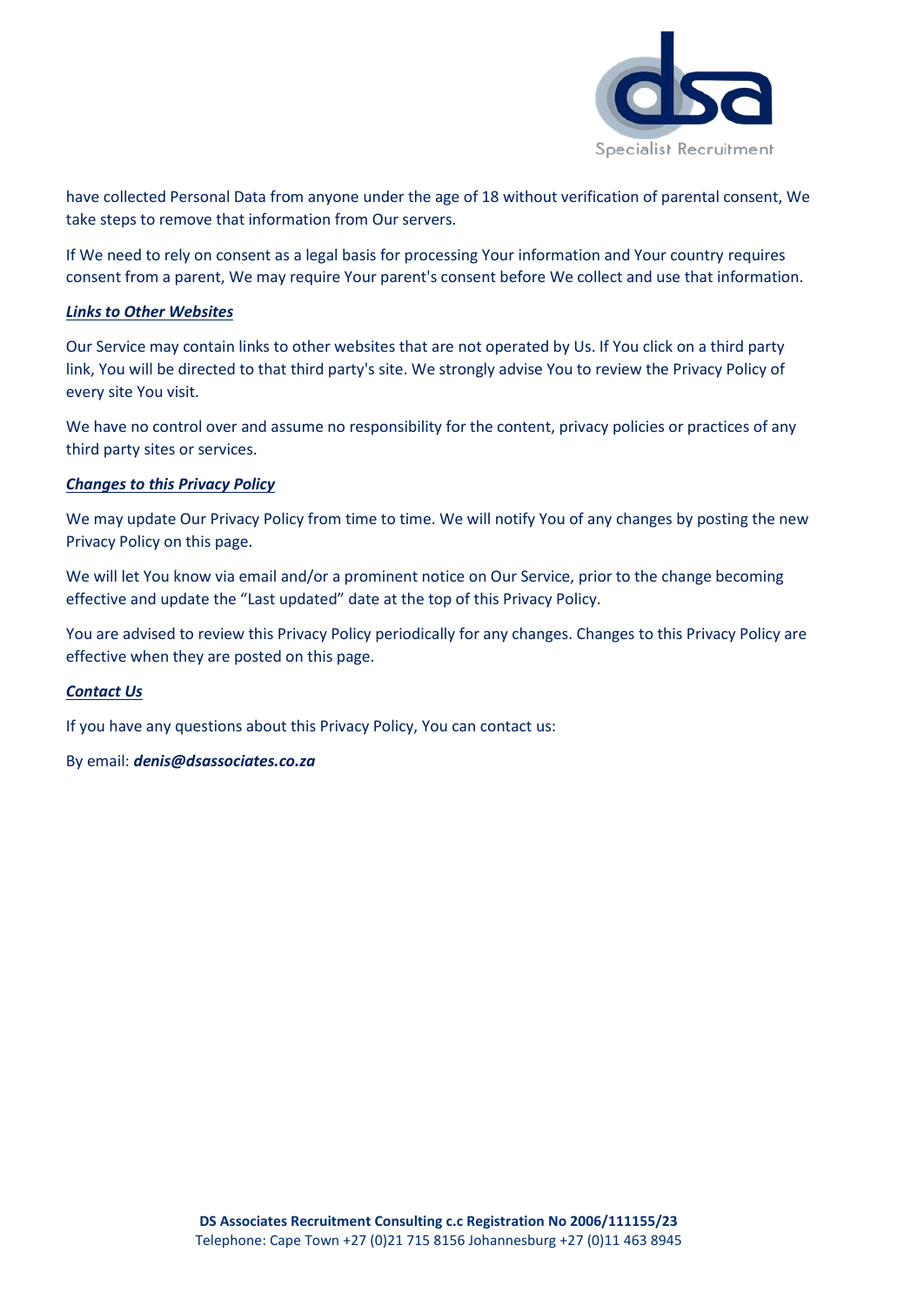have collected Personal Data from anyone under the age of 18 without verification of parental consent, We take steps to remove that information from Our servers.

If We need to rely on consent as a legal basis for processing Your information and Your country requires consent from a parent, We may require Your parent's consent before We collect and use that information.

***Links to Other Websites***

Our Service may contain links to other websites that are not operated by Us. If You click on a third party link, You will be directed to that third party's site. We strongly advise You to review the Privacy Policy of every site You visit.

We have no control over and assume no responsibility for the content, privacy policies or practices of any third party sites or services.

***Changes to this Privacy Policy***

We may update Our Privacy Policy from time to time. We will notify You of any changes by posting the new Privacy Policy on this page.

We will let You know via email and/or a prominent notice on Our Service, prior to the change becoming effective and update the "Last updated" date at the top of this Privacy Policy.

You are advised to review this Privacy Policy periodically for any changes. Changes to this Privacy Policy are effective when they are posted on this page.

***Contact Us***

If you have any questions about this Privacy Policy, You can contact us:

By email: ***denis@dsassociates.co.za***